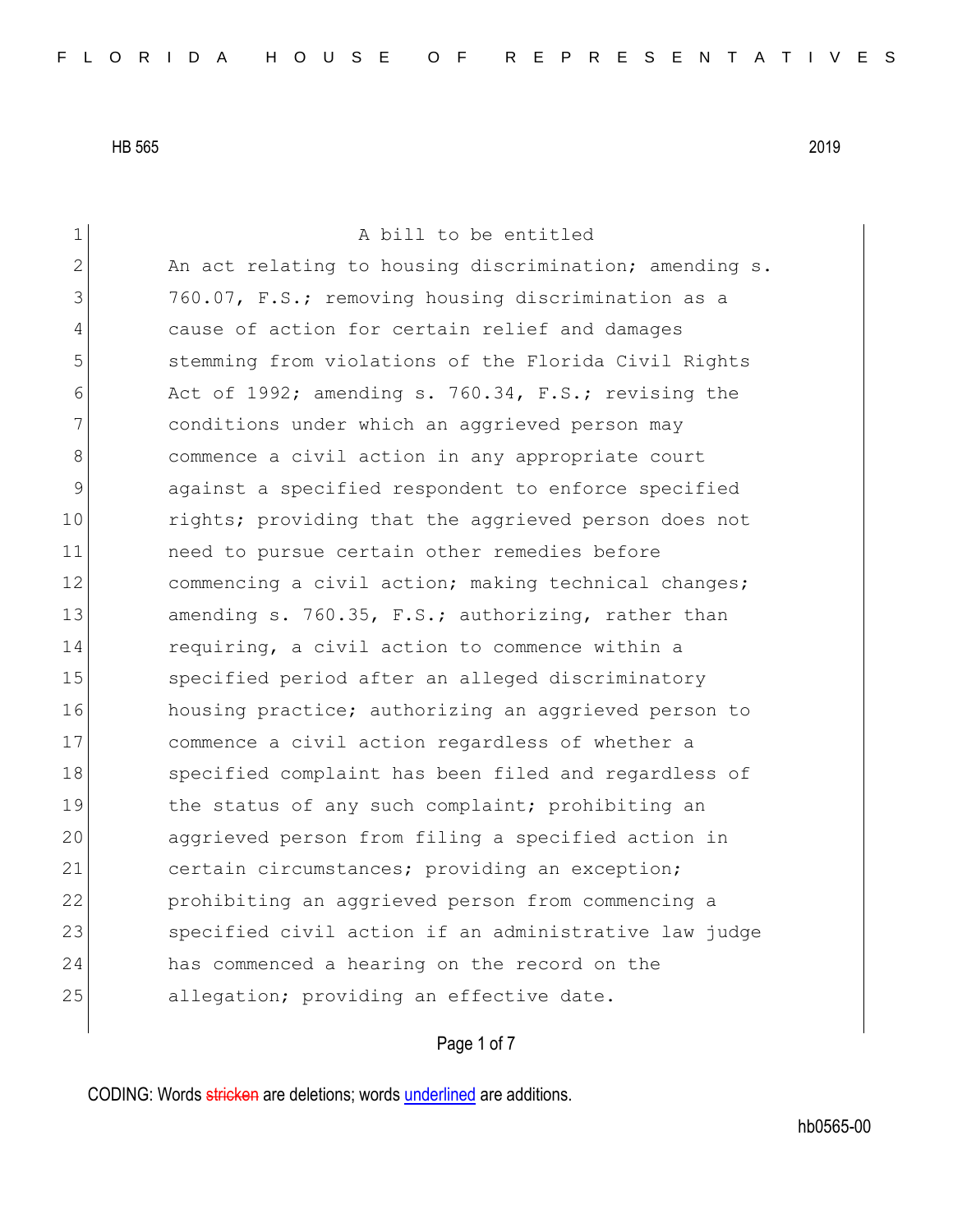HB 565 2019

A bill to be entitled

An act relating to housing discrimination; amending s. 760.07, F.S.; removing housing discrimination as a cause of action for certain relief and damages stemming from violations of the Florida Civil Rights Act of 1992; amending s. 760.34, F.S.; revising the conditions under which an aggrieved person may commence a civil action in any appropriate court against a specified respondent to enforce specified rights; providing that the aggrieved person does not need to pursue certain other remedies before commencing a civil action; making technical changes; amending s. 760.35, F.S.; authorizing, rather than requiring, a civil action to commence within a specified period after an alleged discriminatory housing practice; authorizing an aggrieved person to commence a civil action regardless of whether a specified complaint has been filed and regardless of the status of any such complaint; prohibiting an aggrieved person from filing a specified action in certain circumstances; providing an exception; prohibiting an aggrieved person from commencing a specified civil action if an administrative law judge has commenced a hearing on the record on the allegation; providing an effective date.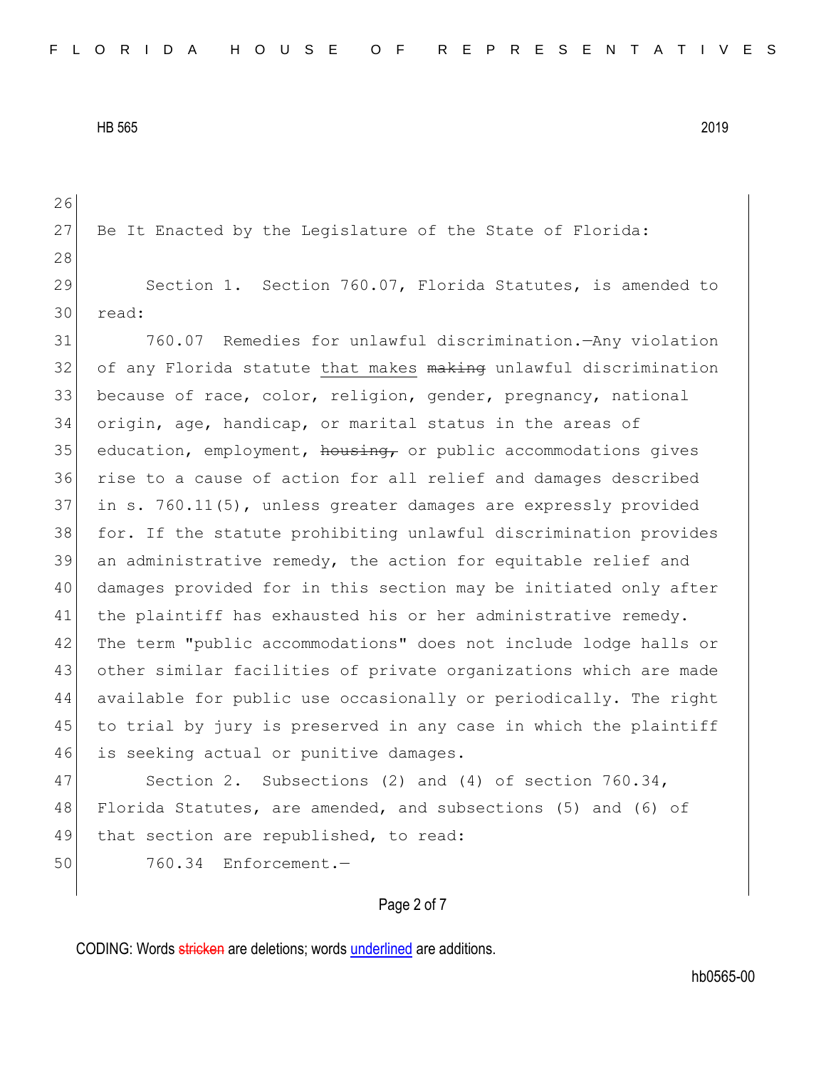Be It Enacted by the Legislature of the State of Florida:

Section 1. Section 760.07, Florida Statutes, is amended to read:

760.07 Remedies for unlawful discrimination.—Any violation of any Florida statute <u>that makes</u> ~~making~~ unlawful discrimination because of race, color, religion, gender, pregnancy, national origin, age, handicap, or marital status in the areas of education, employment, ~~housing,~~ or public accommodations gives rise to a cause of action for all relief and damages described in s. 760.11(5), unless greater damages are expressly provided for. If the statute prohibiting unlawful discrimination provides an administrative remedy, the action for equitable relief and damages provided for in this section may be initiated only after the plaintiff has exhausted his or her administrative remedy. The term "public accommodations" does not include lodge halls or other similar facilities of private organizations which are made available for public use occasionally or periodically. The right to trial by jury is preserved in any case in which the plaintiff is seeking actual or punitive damages.

Section 2. Subsections (2) and (4) of section 760.34, Florida Statutes, are amended, and subsections (5) and (6) of that section are republished, to read:

760.34 Enforcement.—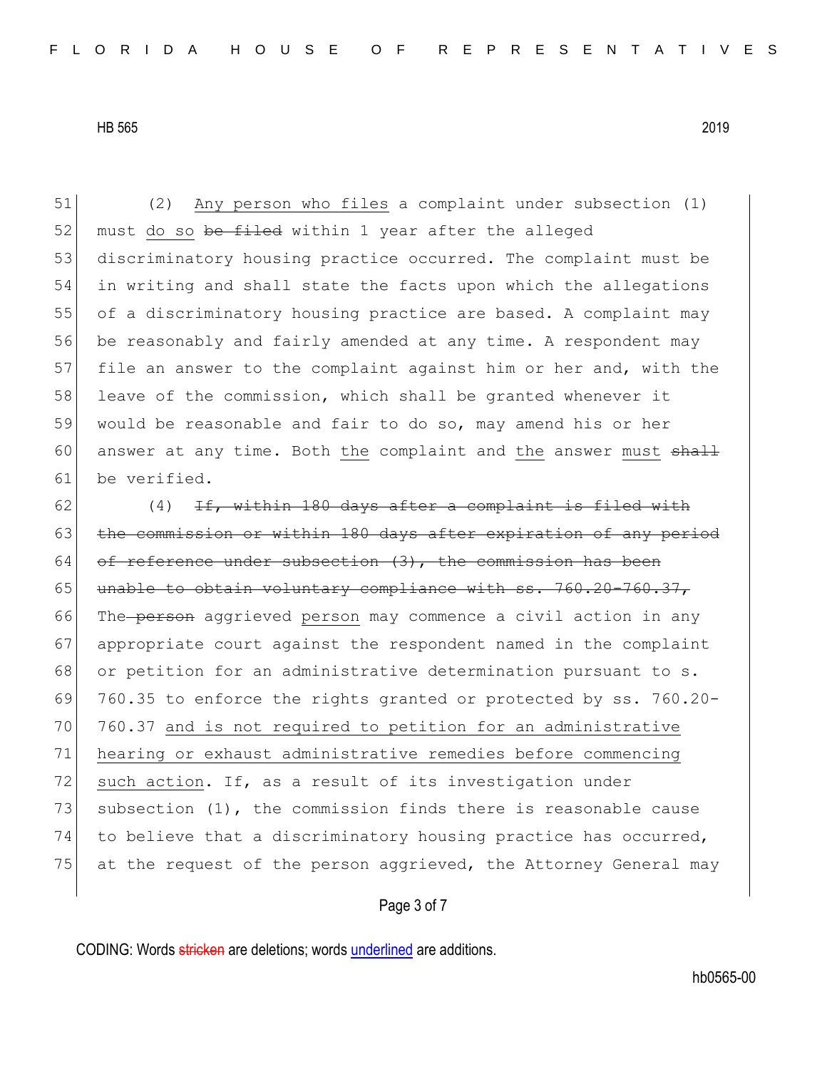(2) Any person who files a complaint under subsection (1) must do so ~~be filed~~ within 1 year after the alleged discriminatory housing practice occurred. The complaint must be in writing and shall state the facts upon which the allegations of a discriminatory housing practice are based. A complaint may be reasonably and fairly amended at any time. A respondent may file an answer to the complaint against him or her and, with the leave of the commission, which shall be granted whenever it would be reasonable and fair to do so, may amend his or her answer at any time. Both the complaint and the answer must ~~shall~~ be verified.

(4) ~~If, within 180 days after a complaint is filed with the commission or within 180 days after expiration of any period of reference under subsection (3), the commission has been unable to obtain voluntary compliance with ss. 760.20-760.37,~~ The ~~person~~ aggrieved person may commence a civil action in any appropriate court against the respondent named in the complaint or petition for an administrative determination pursuant to s. 760.35 to enforce the rights granted or protected by ss. 760.20-760.37 and is not required to petition for an administrative hearing or exhaust administrative remedies before commencing such action. If, as a result of its investigation under subsection (1), the commission finds there is reasonable cause to believe that a discriminatory housing practice has occurred, at the request of the person aggrieved, the Attorney General may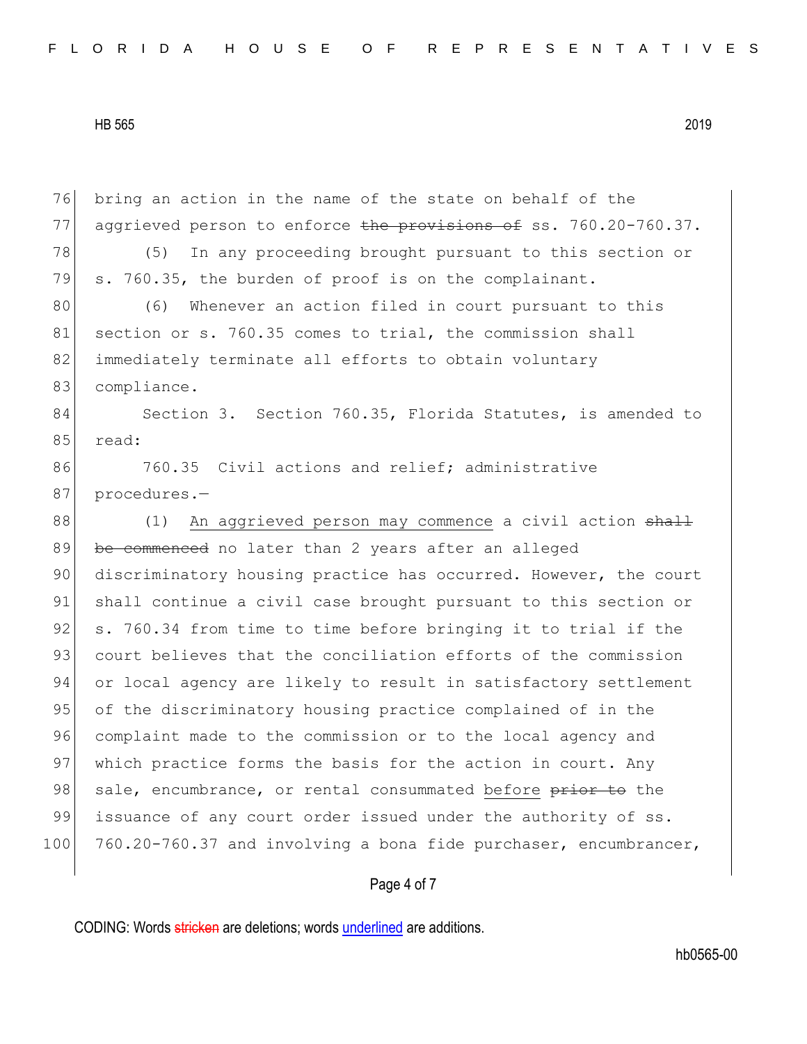bring an action in the name of the state on behalf of the aggrieved person to enforce ~~the provisions of~~ ss. 760.20-760.37.

(5) In any proceeding brought pursuant to this section or s. 760.35, the burden of proof is on the complainant.

(6) Whenever an action filed in court pursuant to this section or s. 760.35 comes to trial, the commission shall immediately terminate all efforts to obtain voluntary compliance.

Section 3. Section 760.35, Florida Statutes, is amended to read:

760.35 Civil actions and relief; administrative procedures.—

(1) <u>An aggrieved person may commence</u> a civil action ~~shall be commenced~~ no later than 2 years after an alleged discriminatory housing practice has occurred. However, the court shall continue a civil case brought pursuant to this section or s. 760.34 from time to time before bringing it to trial if the court believes that the conciliation efforts of the commission or local agency are likely to result in satisfactory settlement of the discriminatory housing practice complained of in the complaint made to the commission or to the local agency and which practice forms the basis for the action in court. Any sale, encumbrance, or rental consummated <u>before</u> ~~prior to~~ the issuance of any court order issued under the authority of ss. 760.20-760.37 and involving a bona fide purchaser, encumbrancer,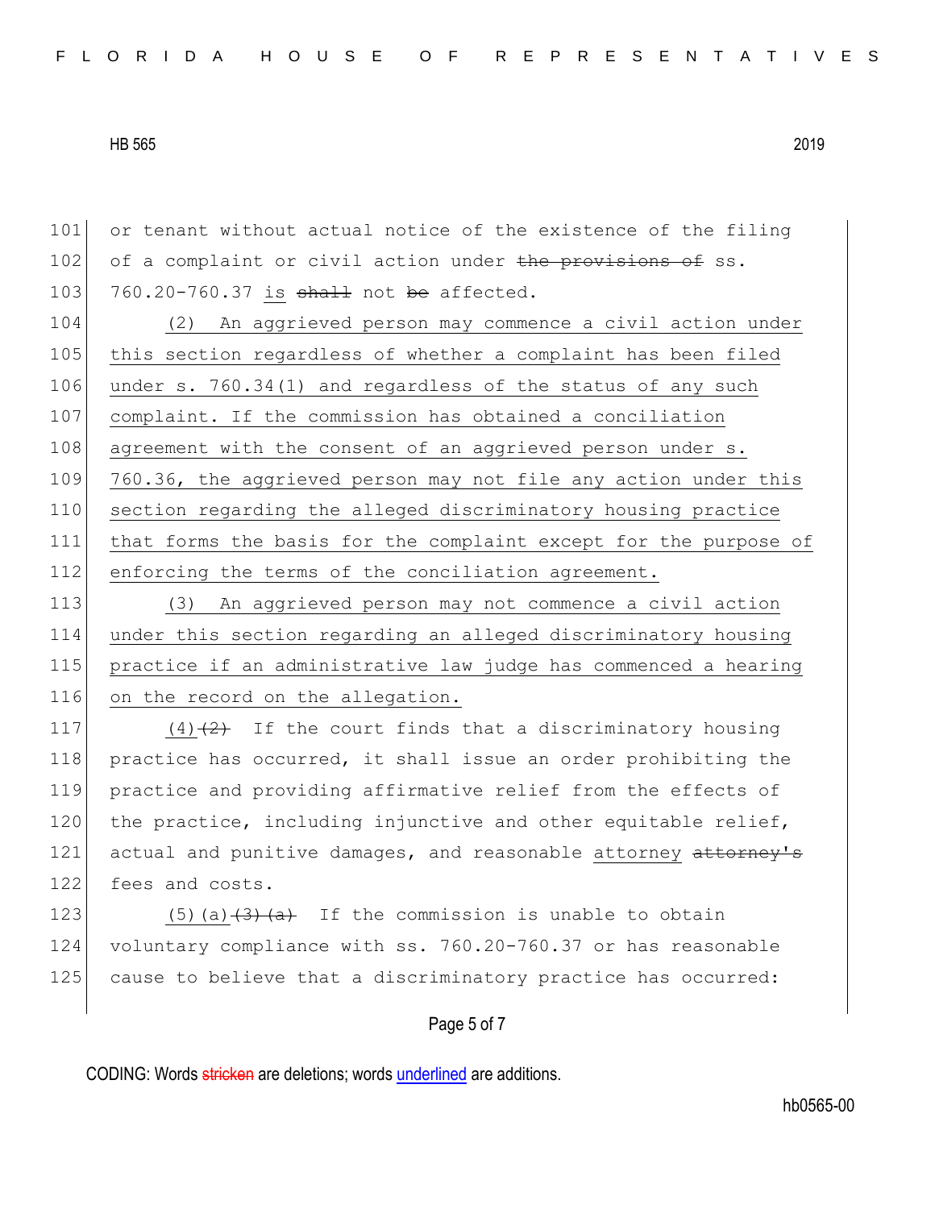101 or tenant without actual notice of the existence of the filing
102 of a complaint or civil action under ~~the provisions of~~ ss.
103 760.20-760.37 <u>is</u> ~~shall~~ not ~~be~~ affected.

104 <u>(2) An aggrieved person may commence a civil action under</u>
105 <u>this section regardless of whether a complaint has been filed</u>
106 <u>under s. 760.34(1) and regardless of the status of any such</u>
107 <u>complaint. If the commission has obtained a conciliation</u>
108 <u>agreement with the consent of an aggrieved person under s.</u>
109 <u>760.36, the aggrieved person may not file any action under this</u>
110 <u>section regarding the alleged discriminatory housing practice</u>
111 <u>that forms the basis for the complaint except for the purpose of</u>
112 <u>enforcing the terms of the conciliation agreement.</u>

113 <u>(3) An aggrieved person may not commence a civil action</u>
114 <u>under this section regarding an alleged discriminatory housing</u>
115 <u>practice if an administrative law judge has commenced a hearing</u>
116 <u>on the record on the allegation.</u>

117 <u>(4)</u>~~(2)~~ If the court finds that a discriminatory housing
118 practice has occurred, it shall issue an order prohibiting the
119 practice and providing affirmative relief from the effects of
120 the practice, including injunctive and other equitable relief,
121 actual and punitive damages, and reasonable <u>attorney</u> ~~attorney's~~
122 fees and costs.

123 <u>(5)(a)</u>~~(3)(a)~~ If the commission is unable to obtain
124 voluntary compliance with ss. 760.20-760.37 or has reasonable
125 cause to believe that a discriminatory practice has occurred: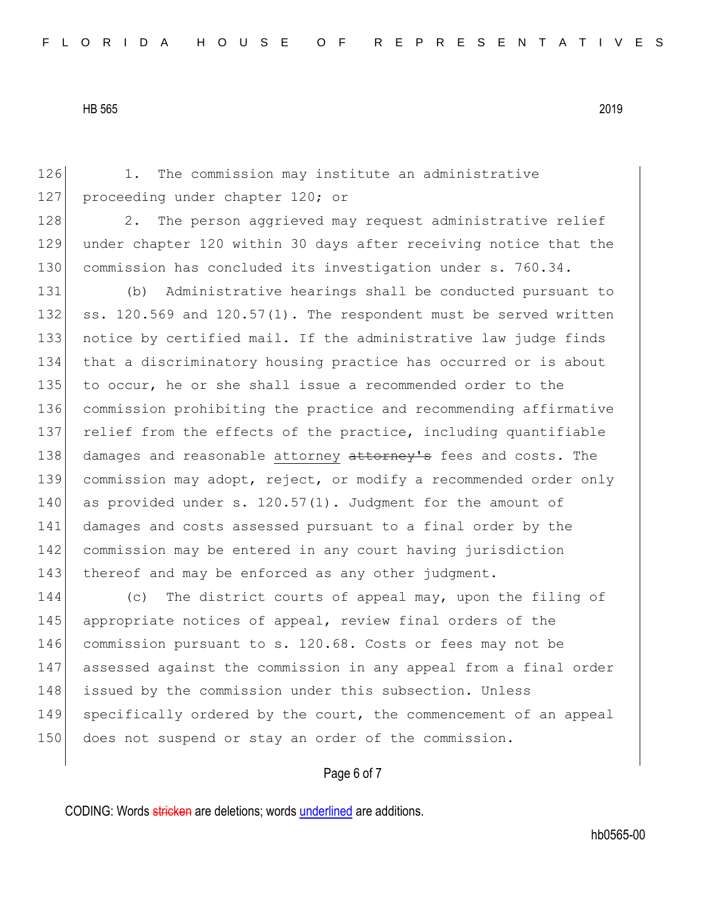1. The commission may institute an administrative proceeding under chapter 120; or

2. The person aggrieved may request administrative relief under chapter 120 within 30 days after receiving notice that the commission has concluded its investigation under s. 760.34.

(b) Administrative hearings shall be conducted pursuant to ss. 120.569 and 120.57(1). The respondent must be served written notice by certified mail. If the administrative law judge finds that a discriminatory housing practice has occurred or is about to occur, he or she shall issue a recommended order to the commission prohibiting the practice and recommending affirmative relief from the effects of the practice, including quantifiable damages and reasonable <u>attorney</u> ~~attorney's~~ fees and costs. The commission may adopt, reject, or modify a recommended order only as provided under s. 120.57(1). Judgment for the amount of damages and costs assessed pursuant to a final order by the commission may be entered in any court having jurisdiction thereof and may be enforced as any other judgment.

(c) The district courts of appeal may, upon the filing of appropriate notices of appeal, review final orders of the commission pursuant to s. 120.68. Costs or fees may not be assessed against the commission in any appeal from a final order issued by the commission under this subsection. Unless specifically ordered by the court, the commencement of an appeal does not suspend or stay an order of the commission.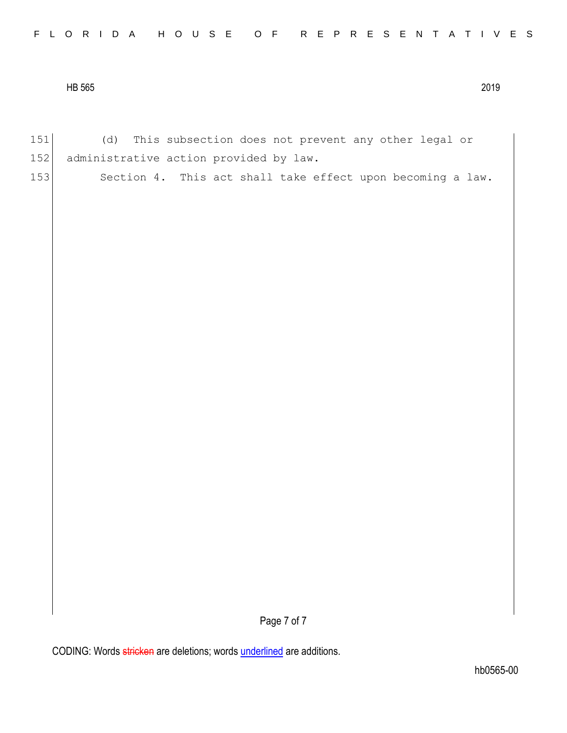(d) This subsection does not prevent any other legal or administrative action provided by law.

Section 4. This act shall take effect upon becoming a law.